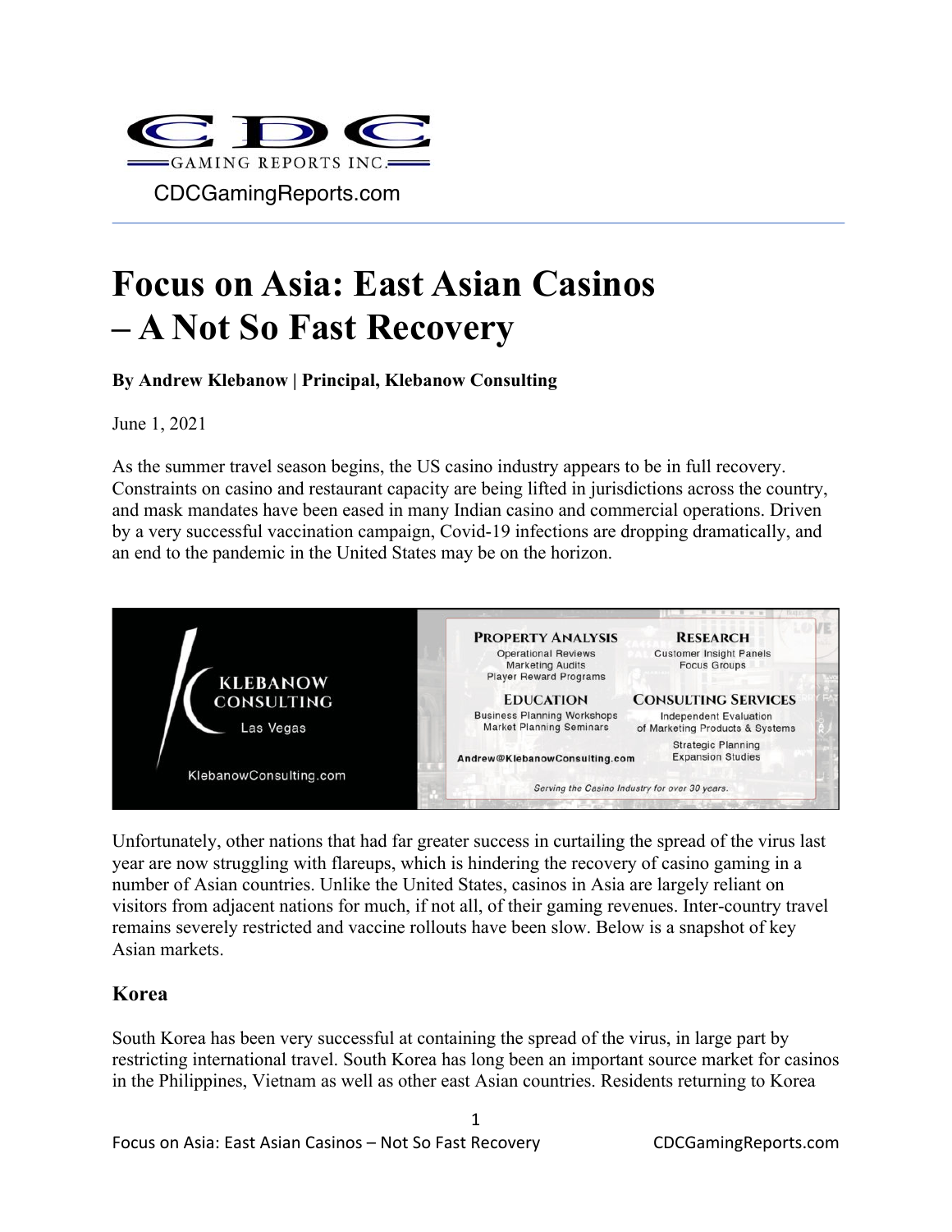CDCGamingReports.com

# Focus on Asia: East Asian Casinos – A Not So Fast Recovery

**By Andrew Klebanow | Principal, Klebanow Consulting**

June 1, 2021

As the summer travel season begins, the US casino industry appears to be in full recovery. Constraints on casino and restaurant capacity are being lifted in jurisdictions across the country, and mask mandates have been eased in many Indian casino and commercial operations. Driven by a very successful vaccination campaign, Covid-19 infections are dropping dramatically, and an end to the pandemic in the United States may be on the horizon.

Unfortunately, other nations that had far greater success in curtailing the spread of the virus last year are now struggling with flareups, which is hindering the recovery of casino gaming in a number of Asian countries. Unlike the United States, casinos in Asia are largely reliant on visitors from adjacent nations for much, if not all, of their gaming revenues. Inter-country travel remains severely restricted and vaccine rollouts have been slow. Below is a snapshot of key Asian markets.

## Korea

South Korea has been very successful at containing the spread of the virus, in large part by restricting international travel. South Korea has long been an important source market for casinos in the Philippines, Vietnam as well as other east Asian countries. Residents returning to Korea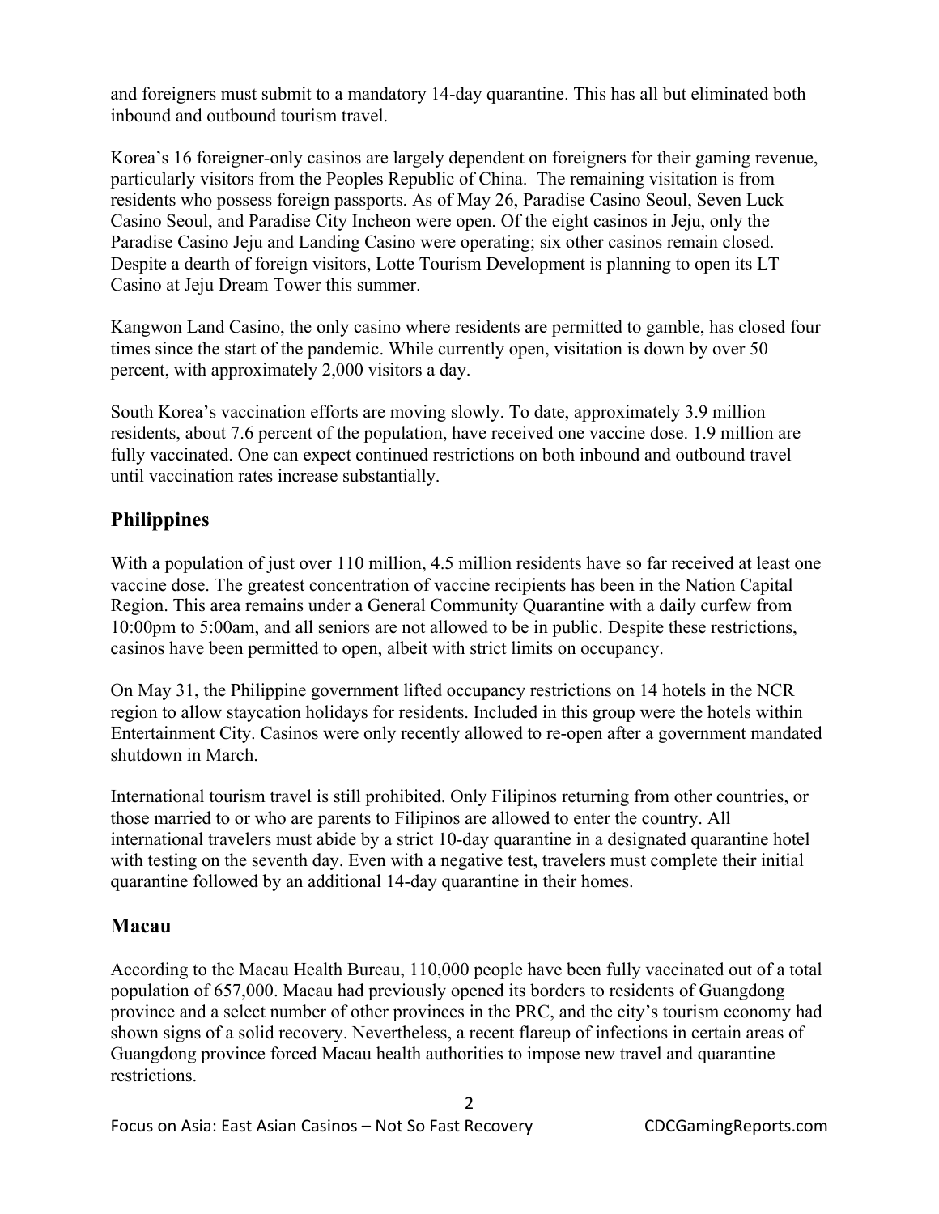and foreigners must submit to a mandatory 14-day quarantine. This has all but eliminated both inbound and outbound tourism travel.

Korea's 16 foreigner-only casinos are largely dependent on foreigners for their gaming revenue, particularly visitors from the Peoples Republic of China. The remaining visitation is from residents who possess foreign passports. As of May 26, Paradise Casino Seoul, Seven Luck Casino Seoul, and Paradise City Incheon were open. Of the eight casinos in Jeju, only the Paradise Casino Jeju and Landing Casino were operating; six other casinos remain closed. Despite a dearth of foreign visitors, Lotte Tourism Development is planning to open its LT Casino at Jeju Dream Tower this summer.

Kangwon Land Casino, the only casino where residents are permitted to gamble, has closed four times since the start of the pandemic. While currently open, visitation is down by over 50 percent, with approximately 2,000 visitors a day.

South Korea's vaccination efforts are moving slowly. To date, approximately 3.9 million residents, about 7.6 percent of the population, have received one vaccine dose. 1.9 million are fully vaccinated. One can expect continued restrictions on both inbound and outbound travel until vaccination rates increase substantially.

## Philippines

With a population of just over 110 million, 4.5 million residents have so far received at least one vaccine dose. The greatest concentration of vaccine recipients has been in the Nation Capital Region. This area remains under a General Community Quarantine with a daily curfew from 10:00pm to 5:00am, and all seniors are not allowed to be in public. Despite these restrictions, casinos have been permitted to open, albeit with strict limits on occupancy.

On May 31, the Philippine government lifted occupancy restrictions on 14 hotels in the NCR region to allow staycation holidays for residents. Included in this group were the hotels within Entertainment City. Casinos were only recently allowed to re-open after a government mandated shutdown in March.

International tourism travel is still prohibited. Only Filipinos returning from other countries, or those married to or who are parents to Filipinos are allowed to enter the country. All international travelers must abide by a strict 10-day quarantine in a designated quarantine hotel with testing on the seventh day. Even with a negative test, travelers must complete their initial quarantine followed by an additional 14-day quarantine in their homes.

## Macau

According to the Macau Health Bureau, 110,000 people have been fully vaccinated out of a total population of 657,000. Macau had previously opened its borders to residents of Guangdong province and a select number of other provinces in the PRC, and the city's tourism economy had shown signs of a solid recovery. Nevertheless, a recent flareup of infections in certain areas of Guangdong province forced Macau health authorities to impose new travel and quarantine restrictions.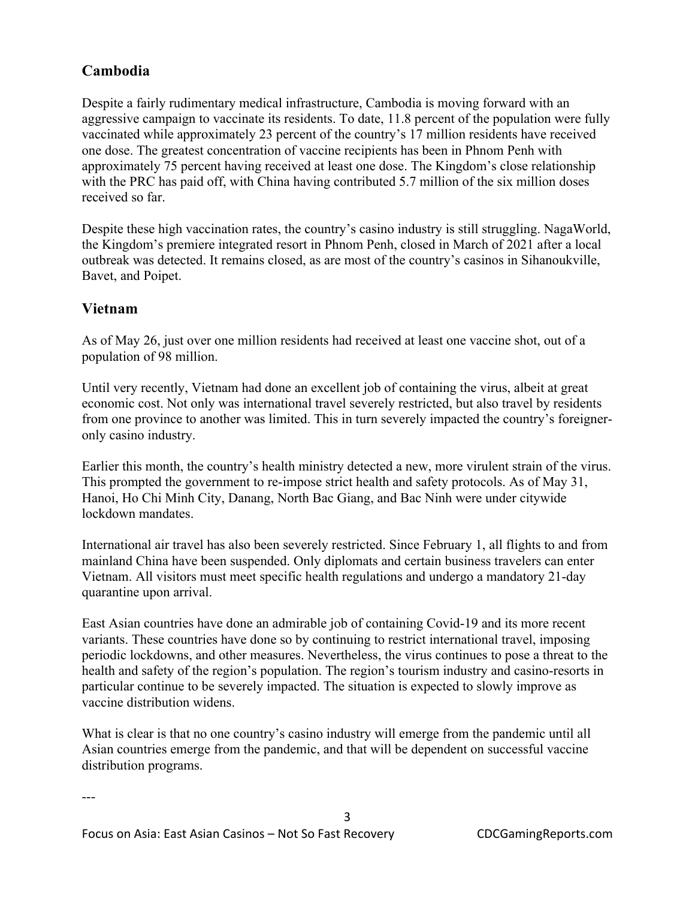## Cambodia

Despite a fairly rudimentary medical infrastructure, Cambodia is moving forward with an aggressive campaign to vaccinate its residents. To date, 11.8 percent of the population were fully vaccinated while approximately 23 percent of the country's 17 million residents have received one dose. The greatest concentration of vaccine recipients has been in Phnom Penh with approximately 75 percent having received at least one dose. The Kingdom's close relationship with the PRC has paid off, with China having contributed 5.7 million of the six million doses received so far.

Despite these high vaccination rates, the country's casino industry is still struggling. NagaWorld, the Kingdom's premiere integrated resort in Phnom Penh, closed in March of 2021 after a local outbreak was detected. It remains closed, as are most of the country's casinos in Sihanoukville, Bavet, and Poipet.

## Vietnam

As of May 26, just over one million residents had received at least one vaccine shot, out of a population of 98 million.

Until very recently, Vietnam had done an excellent job of containing the virus, albeit at great economic cost. Not only was international travel severely restricted, but also travel by residents from one province to another was limited. This in turn severely impacted the country's foreigner-only casino industry.

Earlier this month, the country's health ministry detected a new, more virulent strain of the virus. This prompted the government to re-impose strict health and safety protocols. As of May 31, Hanoi, Ho Chi Minh City, Danang, North Bac Giang, and Bac Ninh were under citywide lockdown mandates.

International air travel has also been severely restricted. Since February 1, all flights to and from mainland China have been suspended. Only diplomats and certain business travelers can enter Vietnam. All visitors must meet specific health regulations and undergo a mandatory 21-day quarantine upon arrival.

East Asian countries have done an admirable job of containing Covid-19 and its more recent variants. These countries have done so by continuing to restrict international travel, imposing periodic lockdowns, and other measures. Nevertheless, the virus continues to pose a threat to the health and safety of the region's population. The region's tourism industry and casino-resorts in particular continue to be severely impacted. The situation is expected to slowly improve as vaccine distribution widens.

What is clear is that no one country's casino industry will emerge from the pandemic until all Asian countries emerge from the pandemic, and that will be dependent on successful vaccine distribution programs.

---